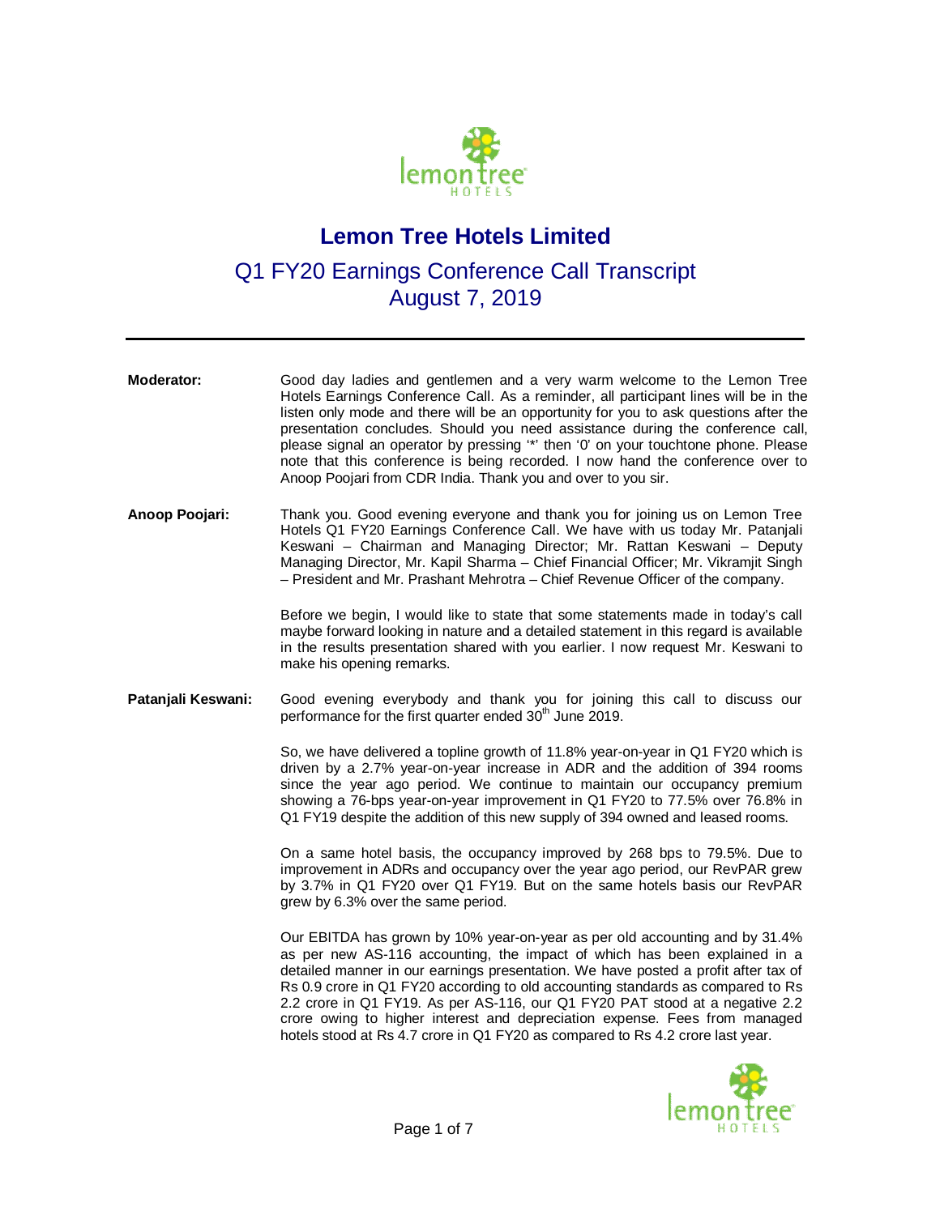# Lemon Tree Hotels Limited

## Q1 FY20 Earnings Conference Call Transcript
## August 7, 2019

---

**Moderator:** Good day ladies and gentlemen and a very warm welcome to the Lemon Tree Hotels Earnings Conference Call. As a reminder, all participant lines will be in the listen only mode and there will be an opportunity for you to ask questions after the presentation concludes. Should you need assistance during the conference call, please signal an operator by pressing '*' then '0' on your touchtone phone. Please note that this conference is being recorded. I now hand the conference over to Anoop Poojari from CDR India. Thank you and over to you sir.

**Anoop Poojari:** Thank you. Good evening everyone and thank you for joining us on Lemon Tree Hotels Q1 FY20 Earnings Conference Call. We have with us today Mr. Patanjali Keswani – Chairman and Managing Director; Mr. Rattan Keswani – Deputy Managing Director, Mr. Kapil Sharma – Chief Financial Officer; Mr. Vikramjit Singh – President and Mr. Prashant Mehrotra – Chief Revenue Officer of the company.

Before we begin, I would like to state that some statements made in today's call maybe forward looking in nature and a detailed statement in this regard is available in the results presentation shared with you earlier. I now request Mr. Keswani to make his opening remarks.

**Patanjali Keswani:** Good evening everybody and thank you for joining this call to discuss our performance for the first quarter ended 30th June 2019.

So, we have delivered a topline growth of 11.8% year-on-year in Q1 FY20 which is driven by a 2.7% year-on-year increase in ADR and the addition of 394 rooms since the year ago period. We continue to maintain our occupancy premium showing a 76-bps year-on-year improvement in Q1 FY20 to 77.5% over 76.8% in Q1 FY19 despite the addition of this new supply of 394 owned and leased rooms.

On a same hotel basis, the occupancy improved by 268 bps to 79.5%. Due to improvement in ADRs and occupancy over the year ago period, our RevPAR grew by 3.7% in Q1 FY20 over Q1 FY19. But on the same hotels basis our RevPAR grew by 6.3% over the same period.

Our EBITDA has grown by 10% year-on-year as per old accounting and by 31.4% as per new AS-116 accounting, the impact of which has been explained in a detailed manner in our earnings presentation. We have posted a profit after tax of Rs 0.9 crore in Q1 FY20 according to old accounting standards as compared to Rs 2.2 crore in Q1 FY19. As per AS-116, our Q1 FY20 PAT stood at a negative 2.2 crore owing to higher interest and depreciation expense. Fees from managed hotels stood at Rs 4.7 crore in Q1 FY20 as compared to Rs 4.2 crore last year.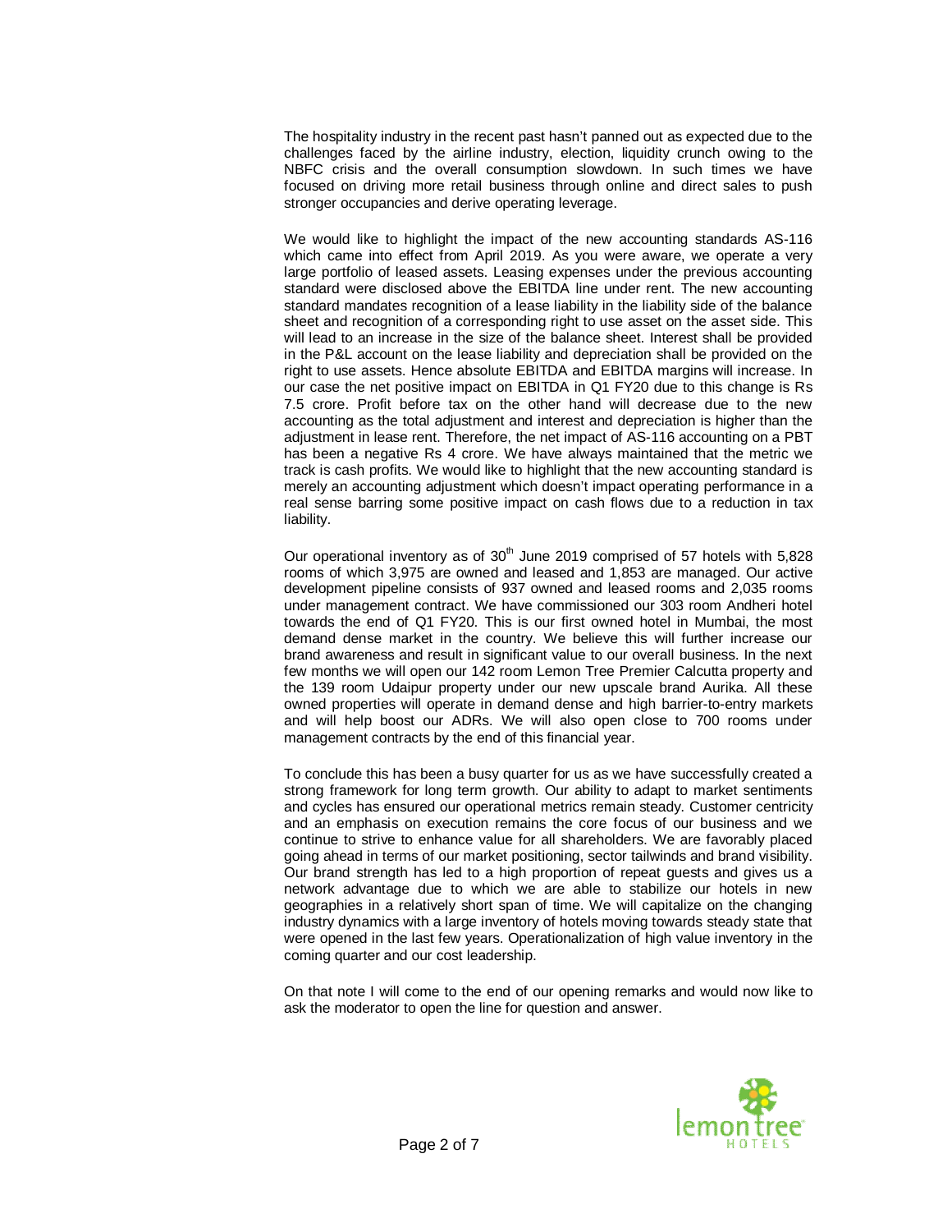The hospitality industry in the recent past hasn't panned out as expected due to the challenges faced by the airline industry, election, liquidity crunch owing to the NBFC crisis and the overall consumption slowdown. In such times we have focused on driving more retail business through online and direct sales to push stronger occupancies and derive operating leverage.

We would like to highlight the impact of the new accounting standards AS-116 which came into effect from April 2019. As you were aware, we operate a very large portfolio of leased assets. Leasing expenses under the previous accounting standard were disclosed above the EBITDA line under rent. The new accounting standard mandates recognition of a lease liability in the liability side of the balance sheet and recognition of a corresponding right to use asset on the asset side. This will lead to an increase in the size of the balance sheet. Interest shall be provided in the P&L account on the lease liability and depreciation shall be provided on the right to use assets. Hence absolute EBITDA and EBITDA margins will increase. In our case the net positive impact on EBITDA in Q1 FY20 due to this change is Rs 7.5 crore. Profit before tax on the other hand will decrease due to the new accounting as the total adjustment and interest and depreciation is higher than the adjustment in lease rent. Therefore, the net impact of AS-116 accounting on a PBT has been a negative Rs 4 crore. We have always maintained that the metric we track is cash profits. We would like to highlight that the new accounting standard is merely an accounting adjustment which doesn't impact operating performance in a real sense barring some positive impact on cash flows due to a reduction in tax liability.

Our operational inventory as of 30th June 2019 comprised of 57 hotels with 5,828 rooms of which 3,975 are owned and leased and 1,853 are managed. Our active development pipeline consists of 937 owned and leased rooms and 2,035 rooms under management contract. We have commissioned our 303 room Andheri hotel towards the end of Q1 FY20. This is our first owned hotel in Mumbai, the most demand dense market in the country. We believe this will further increase our brand awareness and result in significant value to our overall business. In the next few months we will open our 142 room Lemon Tree Premier Calcutta property and the 139 room Udaipur property under our new upscale brand Aurika. All these owned properties will operate in demand dense and high barrier-to-entry markets and will help boost our ADRs. We will also open close to 700 rooms under management contracts by the end of this financial year.

To conclude this has been a busy quarter for us as we have successfully created a strong framework for long term growth. Our ability to adapt to market sentiments and cycles has ensured our operational metrics remain steady. Customer centricity and an emphasis on execution remains the core focus of our business and we continue to strive to enhance value for all shareholders. We are favorably placed going ahead in terms of our market positioning, sector tailwinds and brand visibility. Our brand strength has led to a high proportion of repeat guests and gives us a network advantage due to which we are able to stabilize our hotels in new geographies in a relatively short span of time. We will capitalize on the changing industry dynamics with a large inventory of hotels moving towards steady state that were opened in the last few years. Operationalization of high value inventory in the coming quarter and our cost leadership.

On that note I will come to the end of our opening remarks and would now like to ask the moderator to open the line for question and answer.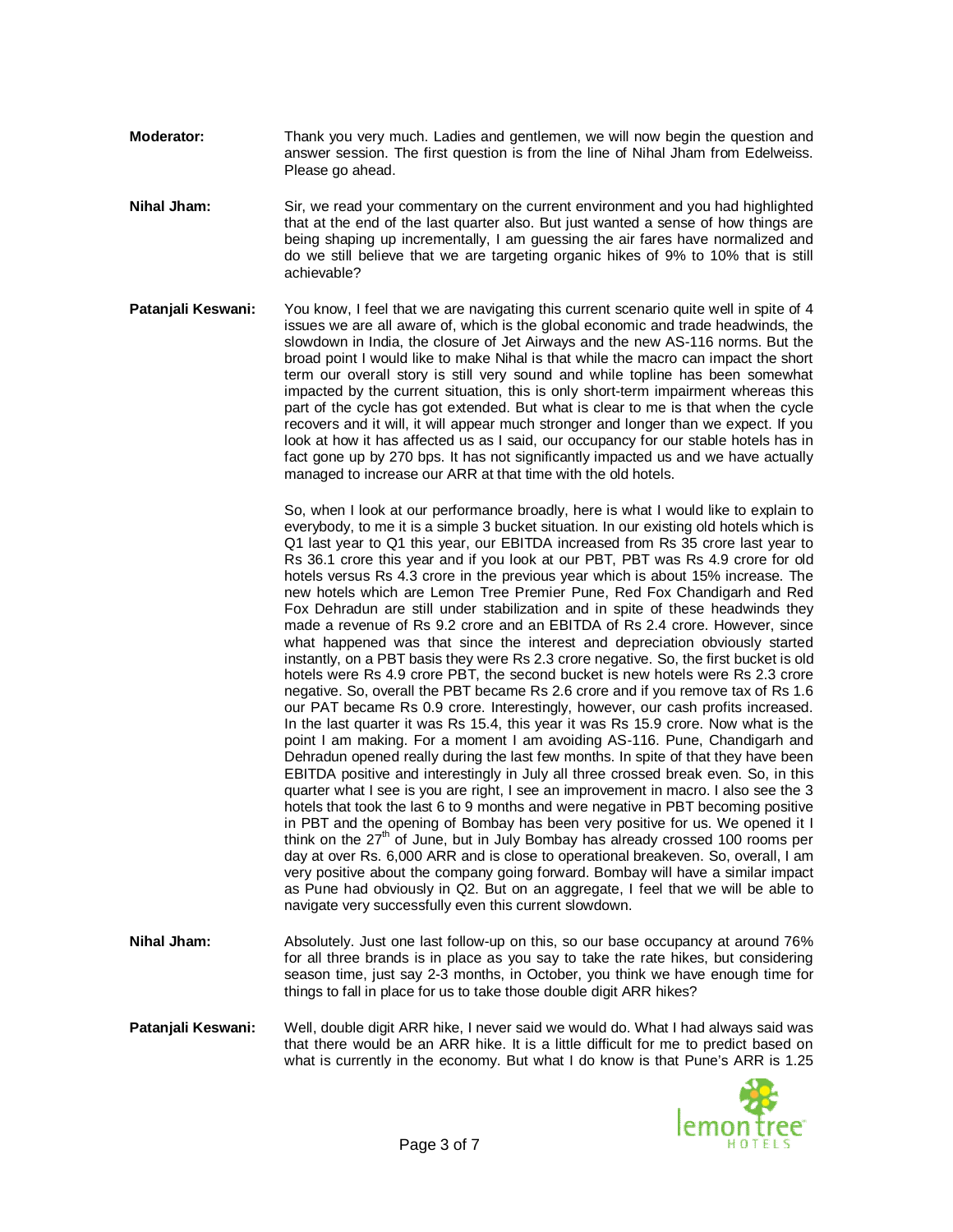**Moderator:** Thank you very much. Ladies and gentlemen, we will now begin the question and answer session. The first question is from the line of Nihal Jham from Edelweiss. Please go ahead.

**Nihal Jham:** Sir, we read your commentary on the current environment and you had highlighted that at the end of the last quarter also. But just wanted a sense of how things are being shaping up incrementally, I am guessing the air fares have normalized and do we still believe that we are targeting organic hikes of 9% to 10% that is still achievable?

**Patanjali Keswani:** You know, I feel that we are navigating this current scenario quite well in spite of 4 issues we are all aware of, which is the global economic and trade headwinds, the slowdown in India, the closure of Jet Airways and the new AS-116 norms. But the broad point I would like to make Nihal is that while the macro can impact the short term our overall story is still very sound and while topline has been somewhat impacted by the current situation, this is only short-term impairment whereas this part of the cycle has got extended. But what is clear to me is that when the cycle recovers and it will, it will appear much stronger and longer than we expect. If you look at how it has affected us as I said, our occupancy for our stable hotels has in fact gone up by 270 bps. It has not significantly impacted us and we have actually managed to increase our ARR at that time with the old hotels.

So, when I look at our performance broadly, here is what I would like to explain to everybody, to me it is a simple 3 bucket situation. In our existing old hotels which is Q1 last year to Q1 this year, our EBITDA increased from Rs 35 crore last year to Rs 36.1 crore this year and if you look at our PBT, PBT was Rs 4.9 crore for old hotels versus Rs 4.3 crore in the previous year which is about 15% increase. The new hotels which are Lemon Tree Premier Pune, Red Fox Chandigarh and Red Fox Dehradun are still under stabilization and in spite of these headwinds they made a revenue of Rs 9.2 crore and an EBITDA of Rs 2.4 crore. However, since what happened was that since the interest and depreciation obviously started instantly, on a PBT basis they were Rs 2.3 crore negative. So, the first bucket is old hotels were Rs 4.9 crore PBT, the second bucket is new hotels were Rs 2.3 crore negative. So, overall the PBT became Rs 2.6 crore and if you remove tax of Rs 1.6 our PAT became Rs 0.9 crore. Interestingly, however, our cash profits increased. In the last quarter it was Rs 15.4, this year it was Rs 15.9 crore. Now what is the point I am making. For a moment I am avoiding AS-116. Pune, Chandigarh and Dehradun opened really during the last few months. In spite of that they have been EBITDA positive and interestingly in July all three crossed break even. So, in this quarter what I see is you are right, I see an improvement in macro. I also see the 3 hotels that took the last 6 to 9 months and were negative in PBT becoming positive in PBT and the opening of Bombay has been very positive for us. We opened it I think on the 27th of June, but in July Bombay has already crossed 100 rooms per day at over Rs. 6,000 ARR and is close to operational breakeven. So, overall, I am very positive about the company going forward. Bombay will have a similar impact as Pune had obviously in Q2. But on an aggregate, I feel that we will be able to navigate very successfully even this current slowdown.

**Nihal Jham:** Absolutely. Just one last follow-up on this, so our base occupancy at around 76% for all three brands is in place as you say to take the rate hikes, but considering season time, just say 2-3 months, in October, you think we have enough time for things to fall in place for us to take those double digit ARR hikes?

**Patanjali Keswani:** Well, double digit ARR hike, I never said we would do. What I had always said was that there would be an ARR hike. It is a little difficult for me to predict based on what is currently in the economy. But what I do know is that Pune's ARR is 1.25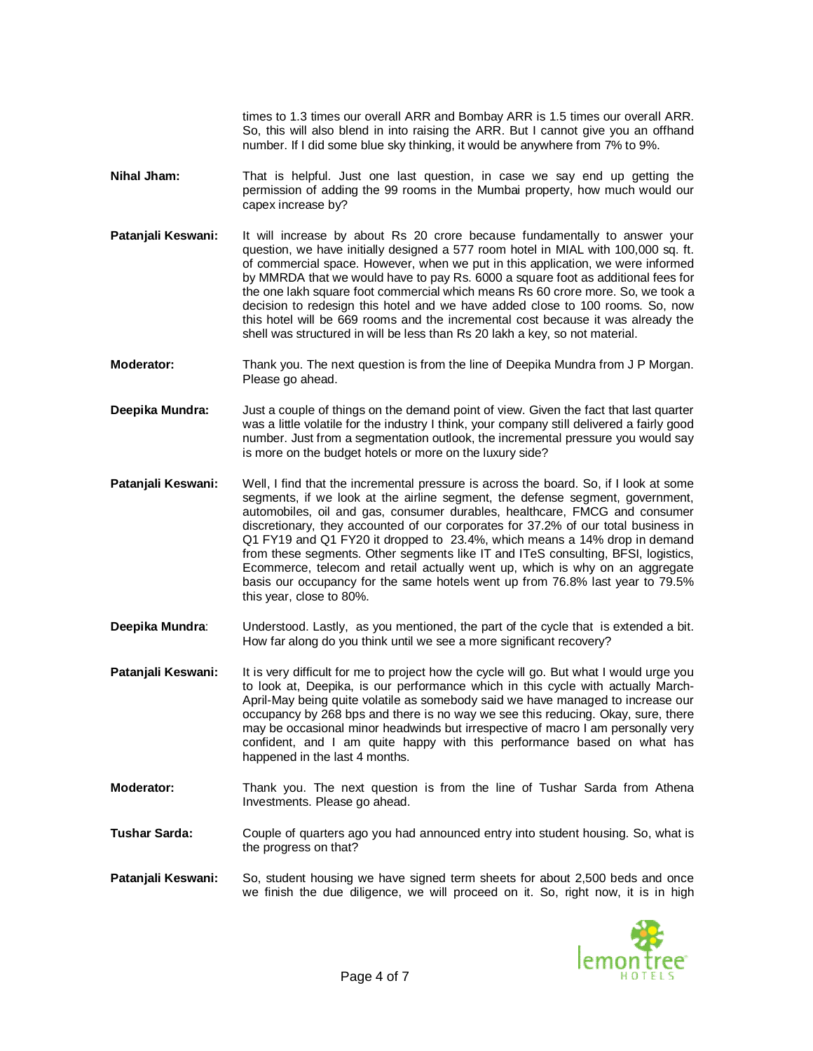times to 1.3 times our overall ARR and Bombay ARR is 1.5 times our overall ARR. So, this will also blend in into raising the ARR. But I cannot give you an offhand number. If I did some blue sky thinking, it would be anywhere from 7% to 9%.

**Nihal Jham:** That is helpful. Just one last question, in case we say end up getting the permission of adding the 99 rooms in the Mumbai property, how much would our capex increase by?

**Patanjali Keswani:** It will increase by about Rs 20 crore because fundamentally to answer your question, we have initially designed a 577 room hotel in MIAL with 100,000 sq. ft. of commercial space. However, when we put in this application, we were informed by MMRDA that we would have to pay Rs. 6000 a square foot as additional fees for the one lakh square foot commercial which means Rs 60 crore more. So, we took a decision to redesign this hotel and we have added close to 100 rooms. So, now this hotel will be 669 rooms and the incremental cost because it was already the shell was structured in will be less than Rs 20 lakh a key, so not material.

**Moderator:** Thank you. The next question is from the line of Deepika Mundra from J P Morgan. Please go ahead.

**Deepika Mundra:** Just a couple of things on the demand point of view. Given the fact that last quarter was a little volatile for the industry I think, your company still delivered a fairly good number. Just from a segmentation outlook, the incremental pressure you would say is more on the budget hotels or more on the luxury side?

**Patanjali Keswani:** Well, I find that the incremental pressure is across the board. So, if I look at some segments, if we look at the airline segment, the defense segment, government, automobiles, oil and gas, consumer durables, healthcare, FMCG and consumer discretionary, they accounted of our corporates for 37.2% of our total business in Q1 FY19 and Q1 FY20 it dropped to 23.4%, which means a 14% drop in demand from these segments. Other segments like IT and ITeS consulting, BFSI, logistics, Ecommerce, telecom and retail actually went up, which is why on an aggregate basis our occupancy for the same hotels went up from 76.8% last year to 79.5% this year, close to 80%.

**Deepika Mundra**: Understood. Lastly, as you mentioned, the part of the cycle that is extended a bit. How far along do you think until we see a more significant recovery?

**Patanjali Keswani:** It is very difficult for me to project how the cycle will go. But what I would urge you to look at, Deepika, is our performance which in this cycle with actually March-April-May being quite volatile as somebody said we have managed to increase our occupancy by 268 bps and there is no way we see this reducing. Okay, sure, there may be occasional minor headwinds but irrespective of macro I am personally very confident, and I am quite happy with this performance based on what has happened in the last 4 months.

**Moderator:** Thank you. The next question is from the line of Tushar Sarda from Athena Investments. Please go ahead.

**Tushar Sarda:** Couple of quarters ago you had announced entry into student housing. So, what is the progress on that?

**Patanjali Keswani:** So, student housing we have signed term sheets for about 2,500 beds and once we finish the due diligence, we will proceed on it. So, right now, it is in high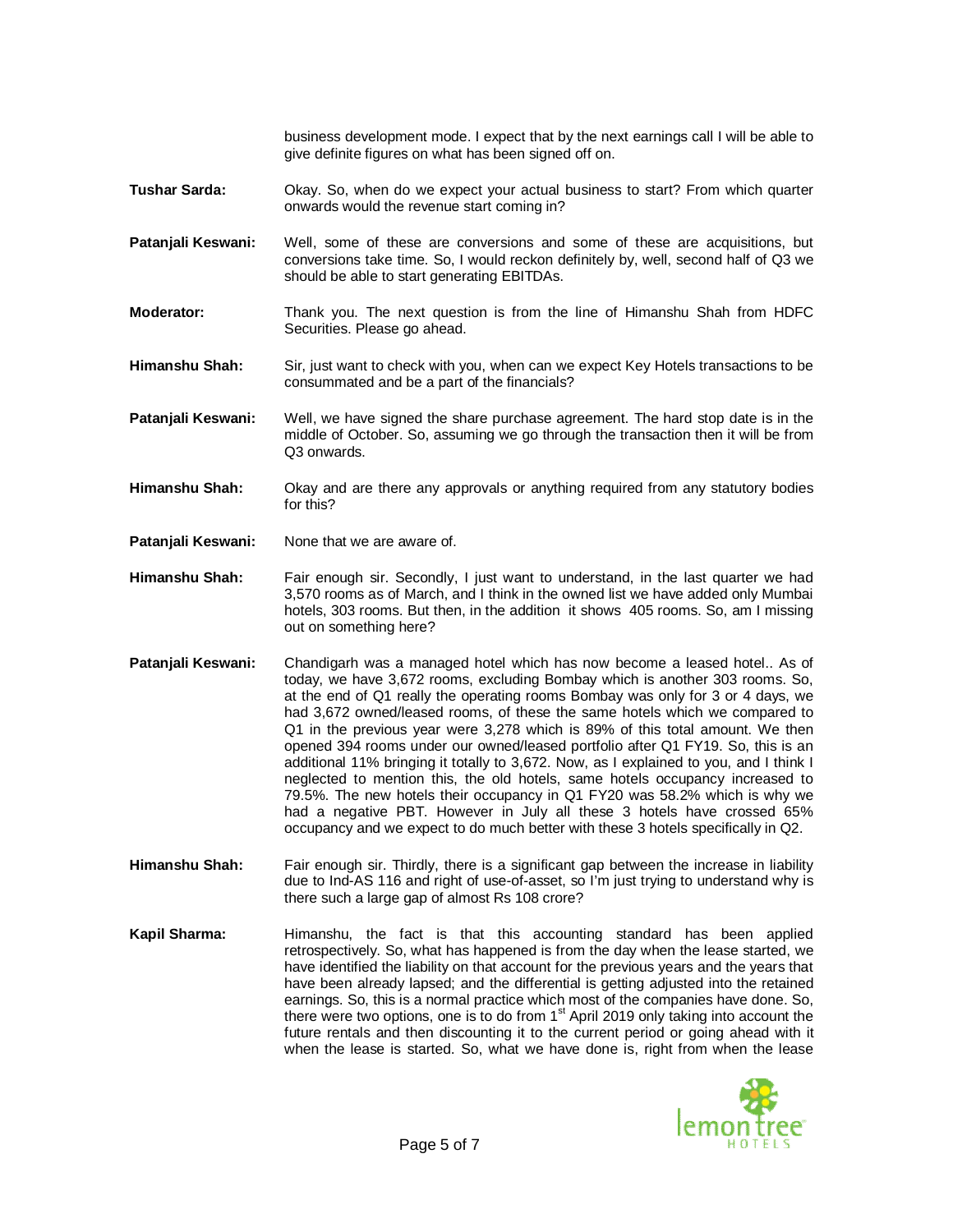business development mode. I expect that by the next earnings call I will be able to give definite figures on what has been signed off on.

**Tushar Sarda:** Okay. So, when do we expect your actual business to start? From which quarter onwards would the revenue start coming in?

**Patanjali Keswani:** Well, some of these are conversions and some of these are acquisitions, but conversions take time. So, I would reckon definitely by, well, second half of Q3 we should be able to start generating EBITDAs.

**Moderator:** Thank you. The next question is from the line of Himanshu Shah from HDFC Securities. Please go ahead.

**Himanshu Shah:** Sir, just want to check with you, when can we expect Key Hotels transactions to be consummated and be a part of the financials?

**Patanjali Keswani:** Well, we have signed the share purchase agreement. The hard stop date is in the middle of October. So, assuming we go through the transaction then it will be from Q3 onwards.

**Himanshu Shah:** Okay and are there any approvals or anything required from any statutory bodies for this?

**Patanjali Keswani:** None that we are aware of.

**Himanshu Shah:** Fair enough sir. Secondly, I just want to understand, in the last quarter we had 3,570 rooms as of March, and I think in the owned list we have added only Mumbai hotels, 303 rooms. But then, in the addition it shows 405 rooms. So, am I missing out on something here?

**Patanjali Keswani:** Chandigarh was a managed hotel which has now become a leased hotel.. As of today, we have 3,672 rooms, excluding Bombay which is another 303 rooms. So, at the end of Q1 really the operating rooms Bombay was only for 3 or 4 days, we had 3,672 owned/leased rooms, of these the same hotels which we compared to Q1 in the previous year were 3,278 which is 89% of this total amount. We then opened 394 rooms under our owned/leased portfolio after Q1 FY19. So, this is an additional 11% bringing it totally to 3,672. Now, as I explained to you, and I think I neglected to mention this, the old hotels, same hotels occupancy increased to 79.5%. The new hotels their occupancy in Q1 FY20 was 58.2% which is why we had a negative PBT. However in July all these 3 hotels have crossed 65% occupancy and we expect to do much better with these 3 hotels specifically in Q2.

**Himanshu Shah:** Fair enough sir. Thirdly, there is a significant gap between the increase in liability due to Ind-AS 116 and right of use-of-asset, so I'm just trying to understand why is there such a large gap of almost Rs 108 crore?

**Kapil Sharma:** Himanshu, the fact is that this accounting standard has been applied retrospectively. So, what has happened is from the day when the lease started, we have identified the liability on that account for the previous years and the years that have been already lapsed; and the differential is getting adjusted into the retained earnings. So, this is a normal practice which most of the companies have done. So, there were two options, one is to do from 1st April 2019 only taking into account the future rentals and then discounting it to the current period or going ahead with it when the lease is started. So, what we have done is, right from when the lease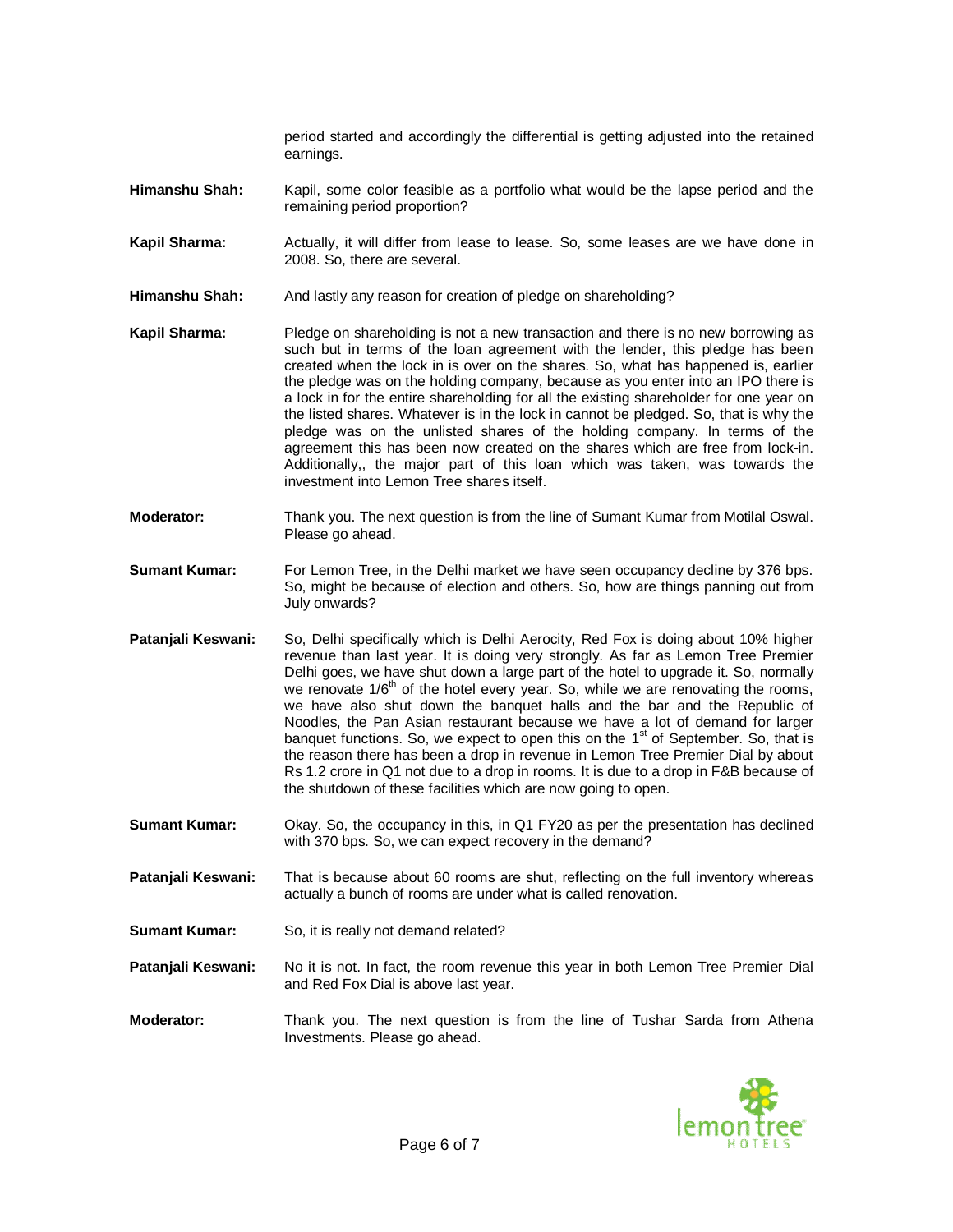period started and accordingly the differential is getting adjusted into the retained earnings.

**Himanshu Shah:** Kapil, some color feasible as a portfolio what would be the lapse period and the remaining period proportion?

**Kapil Sharma:** Actually, it will differ from lease to lease. So, some leases are we have done in 2008. So, there are several.

**Himanshu Shah:** And lastly any reason for creation of pledge on shareholding?

**Kapil Sharma:** Pledge on shareholding is not a new transaction and there is no new borrowing as such but in terms of the loan agreement with the lender, this pledge has been created when the lock in is over on the shares. So, what has happened is, earlier the pledge was on the holding company, because as you enter into an IPO there is a lock in for the entire shareholding for all the existing shareholder for one year on the listed shares. Whatever is in the lock in cannot be pledged. So, that is why the pledge was on the unlisted shares of the holding company. In terms of the agreement this has been now created on the shares which are free from lock-in. Additionally,, the major part of this loan which was taken, was towards the investment into Lemon Tree shares itself.

**Moderator:** Thank you. The next question is from the line of Sumant Kumar from Motilal Oswal. Please go ahead.

**Sumant Kumar:** For Lemon Tree, in the Delhi market we have seen occupancy decline by 376 bps. So, might be because of election and others. So, how are things panning out from July onwards?

**Patanjali Keswani:** So, Delhi specifically which is Delhi Aerocity, Red Fox is doing about 10% higher revenue than last year. It is doing very strongly. As far as Lemon Tree Premier Delhi goes, we have shut down a large part of the hotel to upgrade it. So, normally we renovate 1/6th of the hotel every year. So, while we are renovating the rooms, we have also shut down the banquet halls and the bar and the Republic of Noodles, the Pan Asian restaurant because we have a lot of demand for larger banquet functions. So, we expect to open this on the 1st of September. So, that is the reason there has been a drop in revenue in Lemon Tree Premier Dial by about Rs 1.2 crore in Q1 not due to a drop in rooms. It is due to a drop in F&B because of the shutdown of these facilities which are now going to open.

**Sumant Kumar:** Okay. So, the occupancy in this, in Q1 FY20 as per the presentation has declined with 370 bps. So, we can expect recovery in the demand?

**Patanjali Keswani:** That is because about 60 rooms are shut, reflecting on the full inventory whereas actually a bunch of rooms are under what is called renovation.

**Sumant Kumar:** So, it is really not demand related?

**Patanjali Keswani:** No it is not. In fact, the room revenue this year in both Lemon Tree Premier Dial and Red Fox Dial is above last year.

**Moderator:** Thank you. The next question is from the line of Tushar Sarda from Athena Investments. Please go ahead.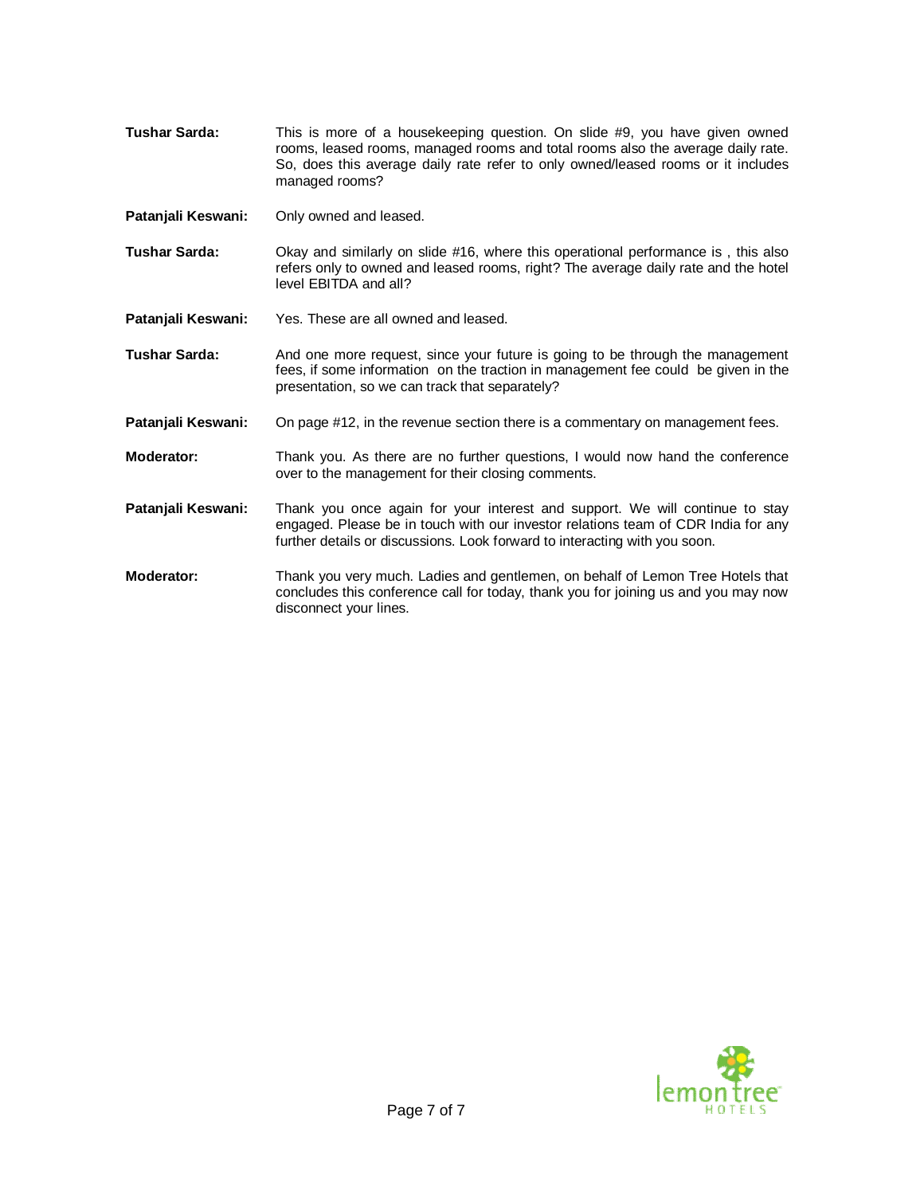**Tushar Sarda:** This is more of a housekeeping question. On slide #9, you have given owned rooms, leased rooms, managed rooms and total rooms also the average daily rate. So, does this average daily rate refer to only owned/leased rooms or it includes managed rooms?

**Patanjali Keswani:** Only owned and leased.

**Tushar Sarda:** Okay and similarly on slide #16, where this operational performance is , this also refers only to owned and leased rooms, right? The average daily rate and the hotel level EBITDA and all?

**Patanjali Keswani:** Yes. These are all owned and leased.

**Tushar Sarda:** And one more request, since your future is going to be through the management fees, if some information on the traction in management fee could be given in the presentation, so we can track that separately?

**Patanjali Keswani:** On page #12, in the revenue section there is a commentary on management fees.

**Moderator:** Thank you. As there are no further questions, I would now hand the conference over to the management for their closing comments.

**Patanjali Keswani:** Thank you once again for your interest and support. We will continue to stay engaged. Please be in touch with our investor relations team of CDR India for any further details or discussions. Look forward to interacting with you soon.

**Moderator:** Thank you very much. Ladies and gentlemen, on behalf of Lemon Tree Hotels that concludes this conference call for today, thank you for joining us and you may now disconnect your lines.